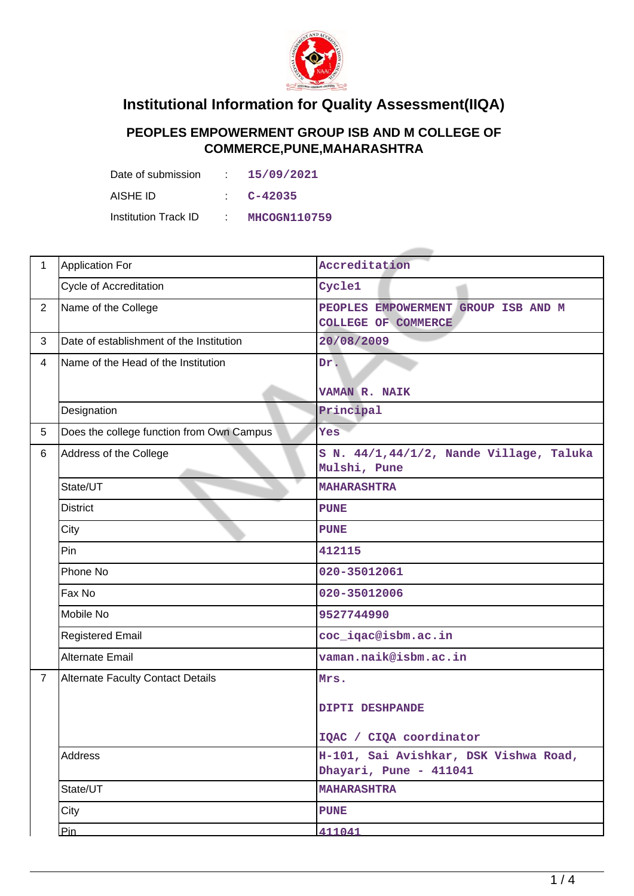# Institutional Information for Quality Assessment(IIQA)

## PEOPLES EMPOWERMENT GROUP ISB AND M COLLEGE OF COMMERCE,PUNE,MAHARASHTRA

| | | |
|---|---|---|
| Date of submission | : | 15/09/2021 |
| AISHE ID | : | C-42035 |
| Institution Track ID | : | MHCOGN110759 |

| | | |
|---|---|---|
| 1 | Application For | Accreditation |
| | Cycle of Accreditation | Cycle1 |
| 2 | Name of the College | PEOPLES EMPOWERMENT GROUP ISB AND M COLLEGE OF COMMERCE |
| 3 | Date of establishment of the Institution | 20/08/2009 |
| 4 | Name of the Head of the Institution | Dr. VAMAN R. NAIK |
| | Designation | Principal |
| 5 | Does the college function from Own Campus | Yes |
| 6 | Address of the College | S N. 44/1,44/1/2, Nande Village, Taluka Mulshi, Pune |
| | State/UT | MAHARASHTRA |
| | District | PUNE |
| | City | PUNE |
| | Pin | 412115 |
| | Phone No | 020-35012061 |
| | Fax No | 020-35012006 |
| | Mobile No | 9527744990 |
| | Registered Email | coc_iqac@isbm.ac.in |
| | Alternate Email | vaman.naik@isbm.ac.in |
| 7 | Alternate Faculty Contact Details | Mrs. DIPTI DESHPANDE IQAC / CIQA coordinator |
| | Address | H-101, Sai Avishkar, DSK Vishwa Road, Dhayari, Pune - 411041 |
| | State/UT | MAHARASHTRA |
| | City | PUNE |
| | Pin | 411041 |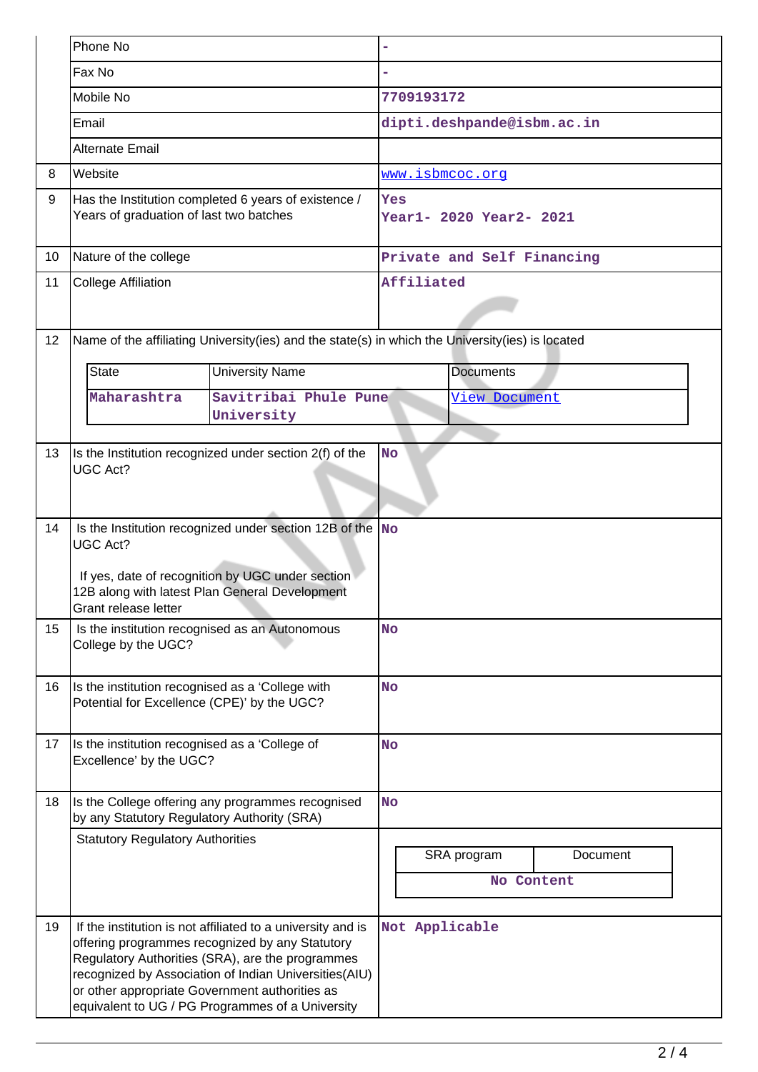| | | |
|---|---|---|
| | Phone No | - |
| | Fax No | - |
| | Mobile No | 7709193172 |
| | Email | dipti.deshpande@isbm.ac.in |
| | Alternate Email | |
| 8 | Website | www.isbmcoc.org |
| 9 | Has the Institution completed 6 years of existence / Years of graduation of last two batches | Yes<br>Year1- 2020 Year2- 2021 |
| 10 | Nature of the college | Private and Self Financing |
| 11 | College Affiliation | Affiliated |
| 12 | Name of the affiliating University(ies) and the state(s) in which the University(ies) is located | |

| State | University Name | Documents |
|---|---|---|
| Maharashtra | Savitribai Phule Pune University | View Document |

| | | |
|---|---|---|
| 13 | Is the Institution recognized under section 2(f) of the UGC Act? | No |
| 14 | Is the Institution recognized under section 12B of the UGC Act?<br><br>If yes, date of recognition by UGC under section 12B along with latest Plan General Development Grant release letter | No |
| 15 | Is the institution recognised as an Autonomous College by the UGC? | No |
| 16 | Is the institution recognised as a 'College with Potential for Excellence (CPE)' by the UGC? | No |
| 17 | Is the institution recognised as a 'College of Excellence' by the UGC? | No |
| 18 | Is the College offering any programmes recognised by any Statutory Regulatory Authority (SRA) | No |
| | Statutory Regulatory Authorities | |

| SRA program | Document |
|---|---|
| No Content | |

| | | |
|---|---|---|
| 19 | If the institution is not affiliated to a university and is offering programmes recognized by any Statutory Regulatory Authorities (SRA), are the programmes recognized by Association of Indian Universities(AIU) or other appropriate Government authorities as equivalent to UG / PG Programmes of a University | Not Applicable |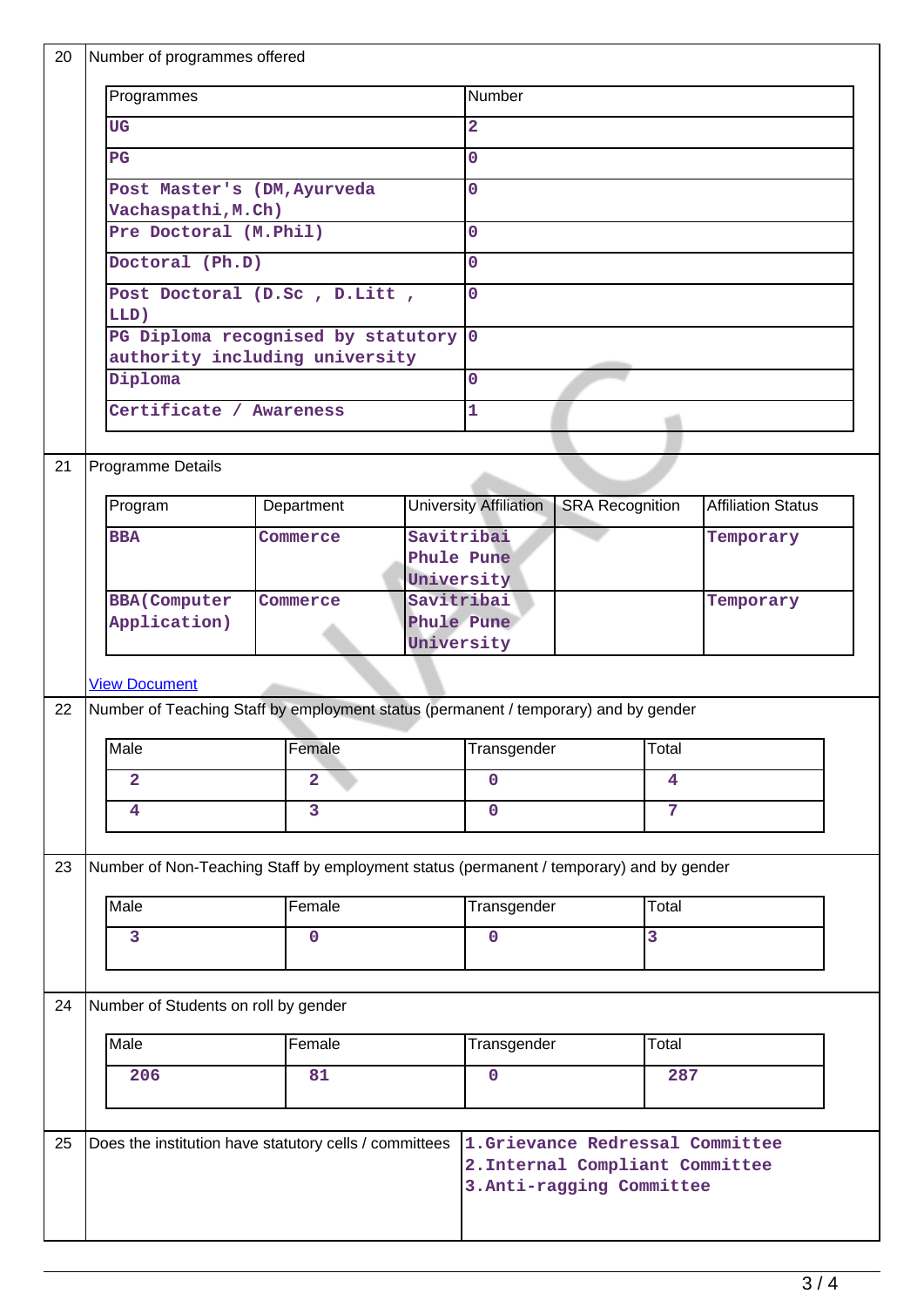| 20 | Number of programmes offered |
|---|---|

| Programmes | Number |
|---|---|
| UG | 2 |
| PG | 0 |
| Post Master's (DM,Ayurveda Vachaspathi,M.Ch) | 0 |
| Pre Doctoral (M.Phil) | 0 |
| Doctoral (Ph.D) | 0 |
| Post Doctoral (D.Sc , D.Litt , LLD) | 0 |
| PG Diploma recognised by statutory authority including university | 0 |
| Diploma | 0 |
| Certificate / Awareness | 1 |

| 21 | Programme Details |
|---|---|

| Program | Department | University Affiliation | SRA Recognition | Affiliation Status |
|---|---|---|---|---|
| BBA | Commerce | Savitribai Phule Pune University | | Temporary |
| BBA(Computer Application) | Commerce | Savitribai Phule Pune University | | Temporary |

View Document

| 22 | Number of Teaching Staff by employment status (permanent / temporary) and by gender |
|---|---|

| Male | Female | Transgender | Total |
|---|---|---|---|
| 2 | 2 | 0 | 4 |
| 4 | 3 | 0 | 7 |

| 23 | Number of Non-Teaching Staff by employment status (permanent / temporary) and by gender |
|---|---|

| Male | Female | Transgender | Total |
|---|---|---|---|
| 3 | 0 | 0 | 3 |

| 24 | Number of Students on roll by gender |
|---|---|

| Male | Female | Transgender | Total |
|---|---|---|---|
| 206 | 81 | 0 | 287 |

| 25 | Does the institution have statutory cells / committees | 1.Grievance Redressal Committee 2.Internal Compliant Committee 3.Anti-ragging Committee |
|---|---|---|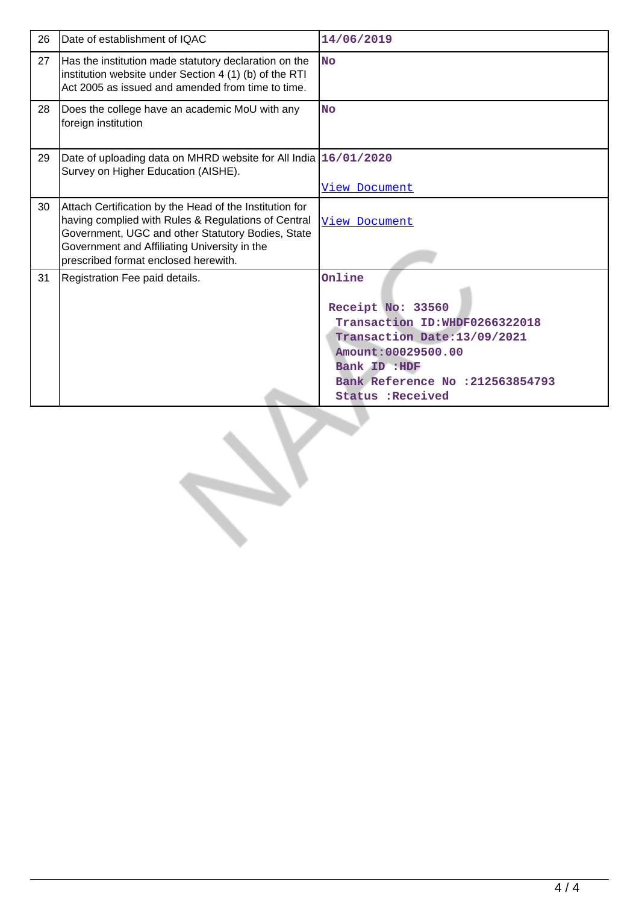| | | |
|---|---|---|
| 26 | Date of establishment of IQAC | **14/06/2019** |
| 27 | Has the institution made statutory declaration on the institution website under Section 4 (1) (b) of the RTI Act 2005 as issued and amended from time to time. | **No** |
| 28 | Does the college have an academic MoU with any foreign institution | **No** |
| 29 | Date of uploading data on MHRD website for All India Survey on Higher Education (AISHE). | **16/01/2020**<br><br>View Document |
| 30 | Attach Certification by the Head of the Institution for having complied with Rules & Regulations of Central Government, UGC and other Statutory Bodies, State Government and Affiliating University in the prescribed format enclosed herewith. | View Document |
| 31 | Registration Fee paid details. | **Online**<br><br>**Receipt No: 33560**<br>**Transaction ID:WHDF0266322018**<br>**Transaction Date:13/09/2021**<br>**Amount:00029500.00**<br>**Bank ID :HDF**<br>**Bank Reference No :212563854793**<br>**Status :Received** |